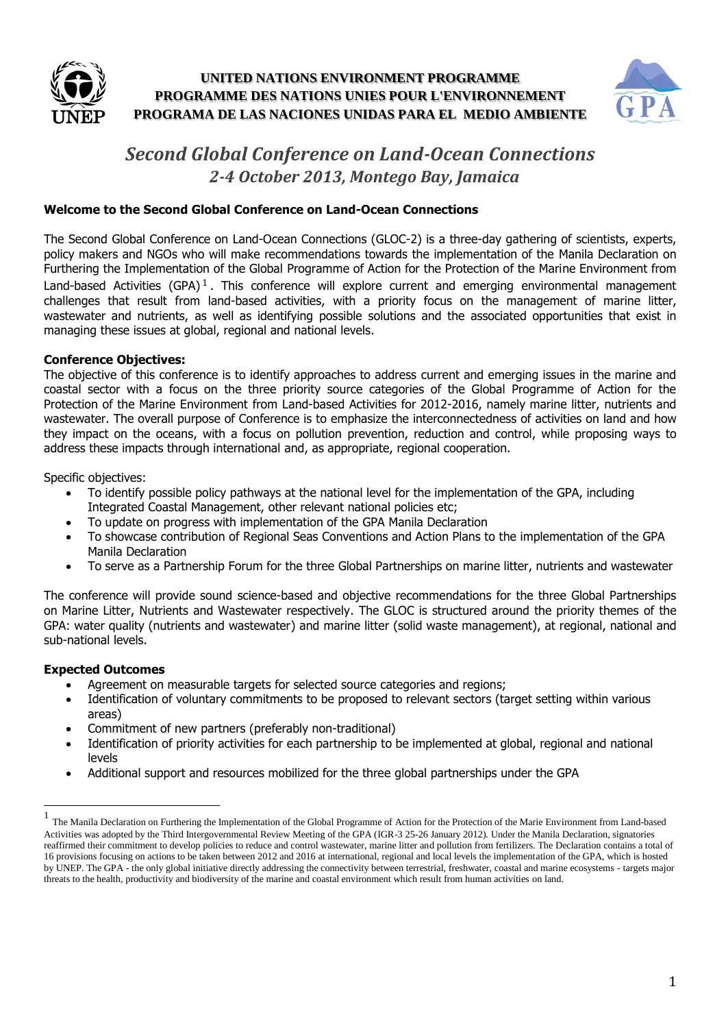**UNITED NATIONS ENVIRONMENT PROGRAMME**
**PROGRAMME DES NATIONS UNIES POUR L'ENVIRONNEMENT**
**PROGRAMA DE LAS NACIONES UNIDAS PARA EL MEDIO AMBIENTE**

# *Second Global Conference on Land-Ocean Connections*

## *2-4 October 2013, Montego Bay, Jamaica*

### Welcome to the Second Global Conference on Land-Ocean Connections

The Second Global Conference on Land-Ocean Connections (GLOC-2) is a three-day gathering of scientists, experts, policy makers and NGOs who will make recommendations towards the implementation of the Manila Declaration on Furthering the Implementation of the Global Programme of Action for the Protection of the Marine Environment from Land-based Activities (GPA)[1]. This conference will explore current and emerging environmental management challenges that result from land-based activities, with a priority focus on the management of marine litter, wastewater and nutrients, as well as identifying possible solutions and the associated opportunities that exist in managing these issues at global, regional and national levels.

### Conference Objectives:

The objective of this conference is to identify approaches to address current and emerging issues in the marine and coastal sector with a focus on the three priority source categories of the Global Programme of Action for the Protection of the Marine Environment from Land-based Activities for 2012-2016, namely marine litter, nutrients and wastewater. The overall purpose of Conference is to emphasize the interconnectedness of activities on land and how they impact on the oceans, with a focus on pollution prevention, reduction and control, while proposing ways to address these impacts through international and, as appropriate, regional cooperation.

Specific objectives:

- To identify possible policy pathways at the national level for the implementation of the GPA, including Integrated Coastal Management, other relevant national policies etc;
- To update on progress with implementation of the GPA Manila Declaration
- To showcase contribution of Regional Seas Conventions and Action Plans to the implementation of the GPA Manila Declaration
- To serve as a Partnership Forum for the three Global Partnerships on marine litter, nutrients and wastewater

The conference will provide sound science-based and objective recommendations for the three Global Partnerships on Marine Litter, Nutrients and Wastewater respectively. The GLOC is structured around the priority themes of the GPA: water quality (nutrients and wastewater) and marine litter (solid waste management), at regional, national and sub-national levels.

### Expected Outcomes

- Agreement on measurable targets for selected source categories and regions;
- Identification of voluntary commitments to be proposed to relevant sectors (target setting within various areas)
- Commitment of new partners (preferably non-traditional)
- Identification of priority activities for each partnership to be implemented at global, regional and national levels
- Additional support and resources mobilized for the three global partnerships under the GPA

---

[1] The Manila Declaration on Furthering the Implementation of the Global Programme of Action for the Protection of the Marie Environment from Land-based Activities was adopted by the Third Intergovernmental Review Meeting of the GPA (IGR-3 25-26 January 2012). Under the Manila Declaration, signatories reaffirmed their commitment to develop policies to reduce and control wastewater, marine litter and pollution from fertilizers. The Declaration contains a total of 16 provisions focusing on actions to be taken between 2012 and 2016 at international, regional and local levels the implementation of the GPA, which is hosted by UNEP. The GPA - the only global initiative directly addressing the connectivity between terrestrial, freshwater, coastal and marine ecosystems - targets major threats to the health, productivity and biodiversity of the marine and coastal environment which result from human activities on land.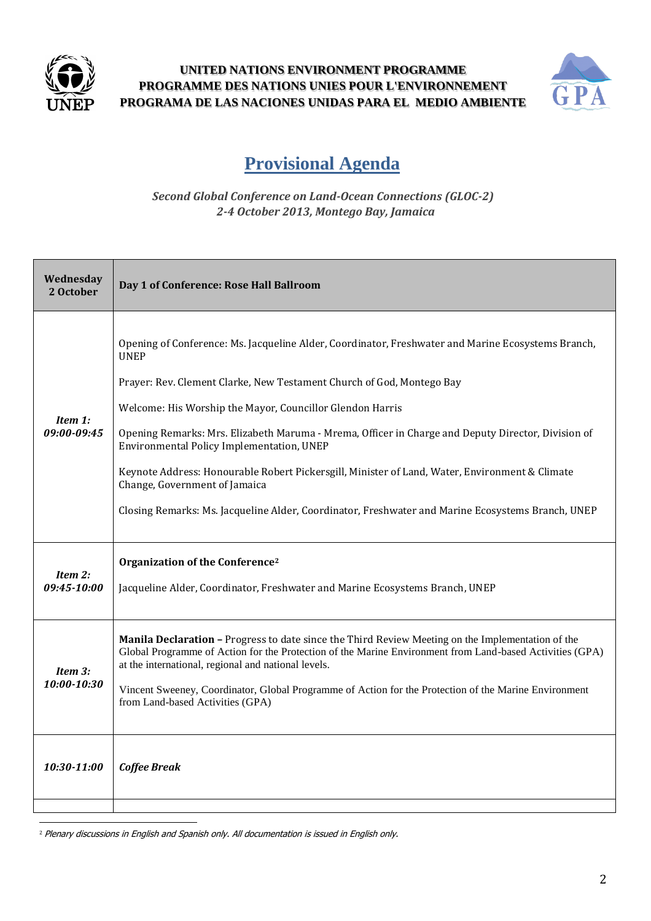UNITED NATIONS ENVIRONMENT PROGRAMME
PROGRAMME DES NATIONS UNIES POUR L'ENVIRONNEMENT
PROGRAMA DE LAS NACIONES UNIDAS PARA EL MEDIO AMBIENTE

# Provisional Agenda

*Second Global Conference on Land-Ocean Connections (GLOC-2)*
*2-4 October 2013, Montego Bay, Jamaica*

| **Wednesday 2 October** | **Day 1 of Conference: Rose Hall Ballroom** |
|---|---|
| ***Item 1: 09:00-09:45*** | Opening of Conference: Ms. Jacqueline Alder, Coordinator, Freshwater and Marine Ecosystems Branch, UNEP<br><br>Prayer: Rev. Clement Clarke, New Testament Church of God, Montego Bay<br><br>Welcome: His Worship the Mayor, Councillor Glendon Harris<br><br>Opening Remarks: Mrs. Elizabeth Maruma - Mrema, Officer in Charge and Deputy Director, Division of Environmental Policy Implementation, UNEP<br><br>Keynote Address: Honourable Robert Pickersgill, Minister of Land, Water, Environment & Climate Change, Government of Jamaica<br><br>Closing Remarks: Ms. Jacqueline Alder, Coordinator, Freshwater and Marine Ecosystems Branch, UNEP |
| ***Item 2: 09:45-10:00*** | **Organization of the Conference**[2]<br><br>Jacqueline Alder, Coordinator, Freshwater and Marine Ecosystems Branch, UNEP |
| ***Item 3: 10:00-10:30*** | **Manila Declaration –** Progress to date since the Third Review Meeting on the Implementation of the Global Programme of Action for the Protection of the Marine Environment from Land-based Activities (GPA) at the international, regional and national levels.<br><br>Vincent Sweeney, Coordinator, Global Programme of Action for the Protection of the Marine Environment from Land-based Activities (GPA) |
| ***10:30-11:00*** | ***Coffee Break*** |
| | |

[2] *Plenary discussions in English and Spanish only. All documentation is issued in English only.*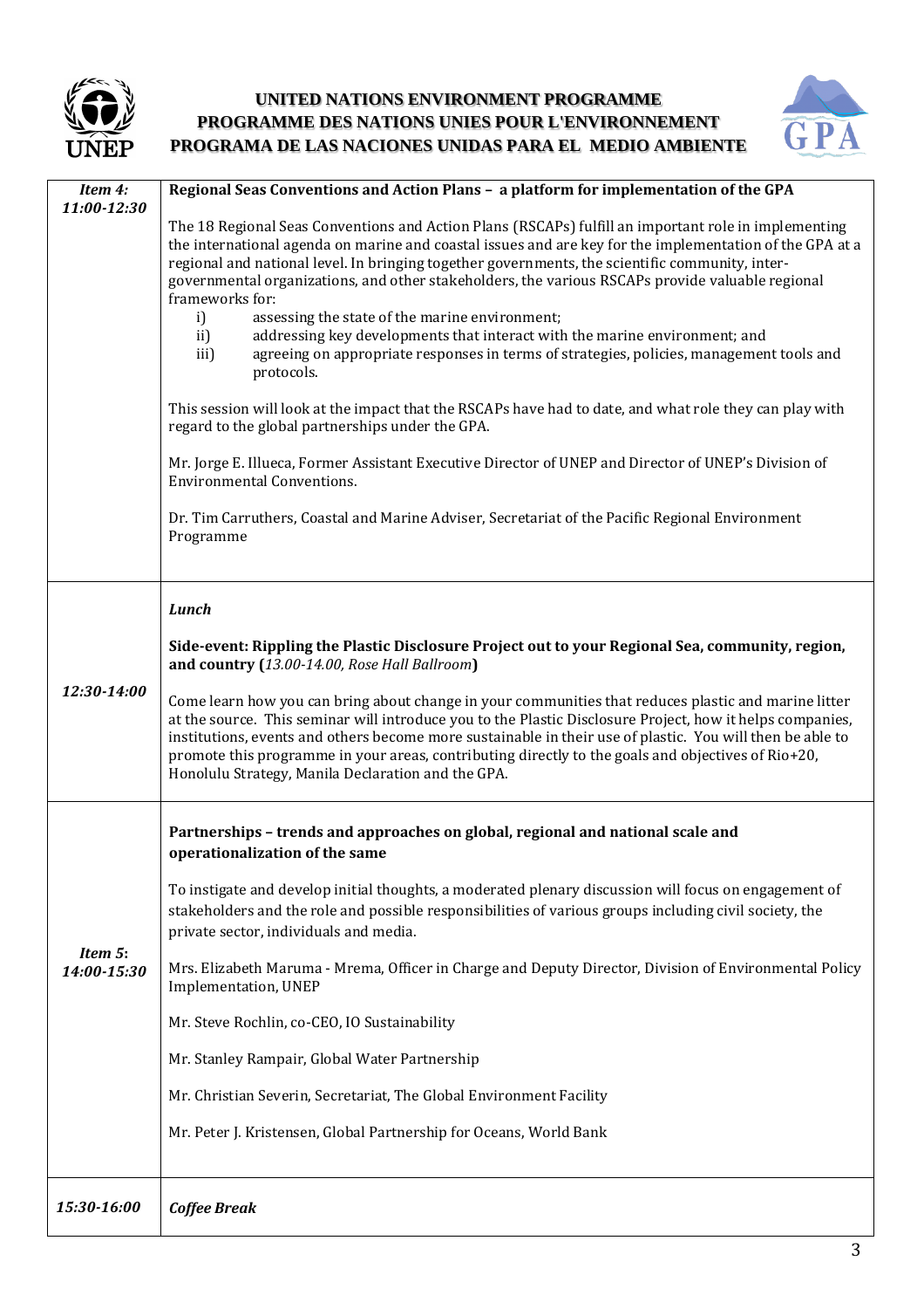**UNITED NATIONS ENVIRONMENT PROGRAMME**
**PROGRAMME DES NATIONS UNIES POUR L'ENVIRONNEMENT**
**PROGRAMA DE LAS NACIONES UNIDAS PARA EL MEDIO AMBIENTE**

| | |
|---|---|
| ***Item 4:*** ***11:00-12:30*** | **Regional Seas Conventions and Action Plans – a platform for implementation of the GPA**<br><br>The 18 Regional Seas Conventions and Action Plans (RSCAPs) fulfill an important role in implementing the international agenda on marine and coastal issues and are key for the implementation of the GPA at a regional and national level. In bringing together governments, the scientific community, inter-governmental organizations, and other stakeholders, the various RSCAPs provide valuable regional frameworks for:<br>i) assessing the state of the marine environment;<br>ii) addressing key developments that interact with the marine environment; and<br>iii) agreeing on appropriate responses in terms of strategies, policies, management tools and protocols.<br><br>This session will look at the impact that the RSCAPs have had to date, and what role they can play with regard to the global partnerships under the GPA.<br><br>Mr. Jorge E. Illueca, Former Assistant Executive Director of UNEP and Director of UNEP's Division of Environmental Conventions.<br><br>Dr. Tim Carruthers, Coastal and Marine Adviser, Secretariat of the Pacific Regional Environment Programme |
| ***12:30-14:00*** | ***Lunch***<br><br>**Side-event: Rippling the Plastic Disclosure Project out to your Regional Sea, community, region, and country (***13.00-14.00, Rose Hall Ballroom***)**<br><br>Come learn how you can bring about change in your communities that reduces plastic and marine litter at the source. This seminar will introduce you to the Plastic Disclosure Project, how it helps companies, institutions, events and others become more sustainable in their use of plastic. You will then be able to promote this programme in your areas, contributing directly to the goals and objectives of Rio+20, Honolulu Strategy, Manila Declaration and the GPA. |
| ***Item 5:*** ***14:00-15:30*** | **Partnerships – trends and approaches on global, regional and national scale and operationalization of the same**<br><br>To instigate and develop initial thoughts, a moderated plenary discussion will focus on engagement of stakeholders and the role and possible responsibilities of various groups including civil society, the private sector, individuals and media.<br><br>Mrs. Elizabeth Maruma - Mrema, Officer in Charge and Deputy Director, Division of Environmental Policy Implementation, UNEP<br><br>Mr. Steve Rochlin, co-CEO, IO Sustainability<br><br>Mr. Stanley Rampair, Global Water Partnership<br><br>Mr. Christian Severin, Secretariat, The Global Environment Facility<br><br>Mr. Peter J. Kristensen, Global Partnership for Oceans, World Bank |
| ***15:30-16:00*** | ***Coffee Break*** |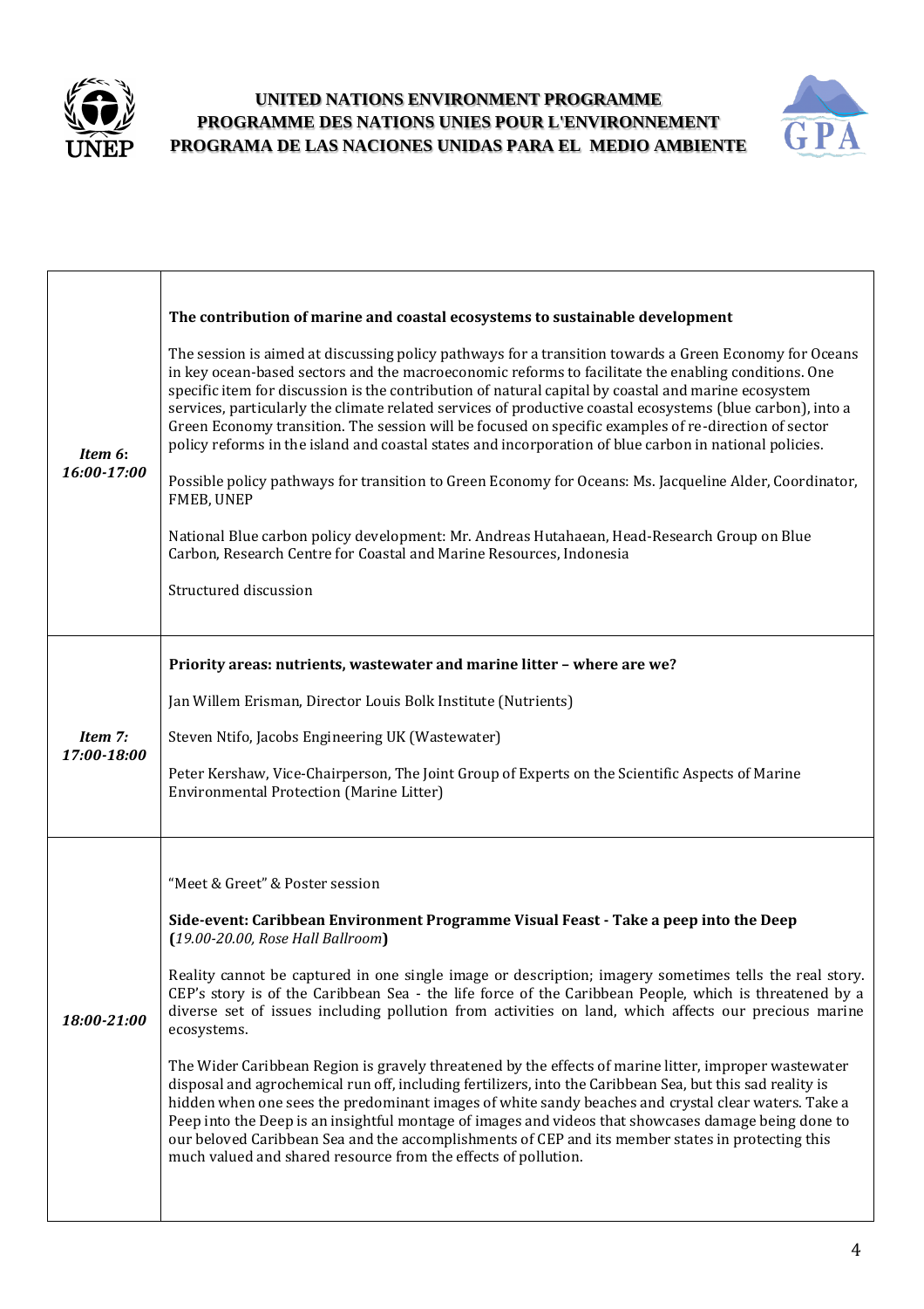| | |
|---|---|
| ***Item 6*: *16:00-17:00*** | **The contribution of marine and coastal ecosystems to sustainable development**<br><br>The session is aimed at discussing policy pathways for a transition towards a Green Economy for Oceans in key ocean-based sectors and the macroeconomic reforms to facilitate the enabling conditions. One specific item for discussion is the contribution of natural capital by coastal and marine ecosystem services, particularly the climate related services of productive coastal ecosystems (blue carbon), into a Green Economy transition. The session will be focused on specific examples of re-direction of sector policy reforms in the island and coastal states and incorporation of blue carbon in national policies.<br><br>Possible policy pathways for transition to Green Economy for Oceans: Ms. Jacqueline Alder, Coordinator, FMEB, UNEP<br><br>National Blue carbon policy development: Mr. Andreas Hutahaean, Head-Research Group on Blue Carbon, Research Centre for Coastal and Marine Resources, Indonesia<br><br>Structured discussion |
| ***Item 7: 17:00-18:00*** | **Priority areas: nutrients, wastewater and marine litter – where are we?**<br><br>Jan Willem Erisman, Director Louis Bolk Institute (Nutrients)<br><br>Steven Ntifo, Jacobs Engineering UK (Wastewater)<br><br>Peter Kershaw, Vice-Chairperson, The Joint Group of Experts on the Scientific Aspects of Marine Environmental Protection (Marine Litter) |
| ***18:00-21:00*** | "Meet & Greet" & Poster session<br><br>**Side-event: Caribbean Environment Programme Visual Feast - Take a peep into the Deep (***19.00-20.00, Rose Hall Ballroom***)**<br><br>Reality cannot be captured in one single image or description; imagery sometimes tells the real story. CEP's story is of the Caribbean Sea - the life force of the Caribbean People, which is threatened by a diverse set of issues including pollution from activities on land, which affects our precious marine ecosystems.<br><br>The Wider Caribbean Region is gravely threatened by the effects of marine litter, improper wastewater disposal and agrochemical run off, including fertilizers, into the Caribbean Sea, but this sad reality is hidden when one sees the predominant images of white sandy beaches and crystal clear waters. Take a Peep into the Deep is an insightful montage of images and videos that showcases damage being done to our beloved Caribbean Sea and the accomplishments of CEP and its member states in protecting this much valued and shared resource from the effects of pollution. |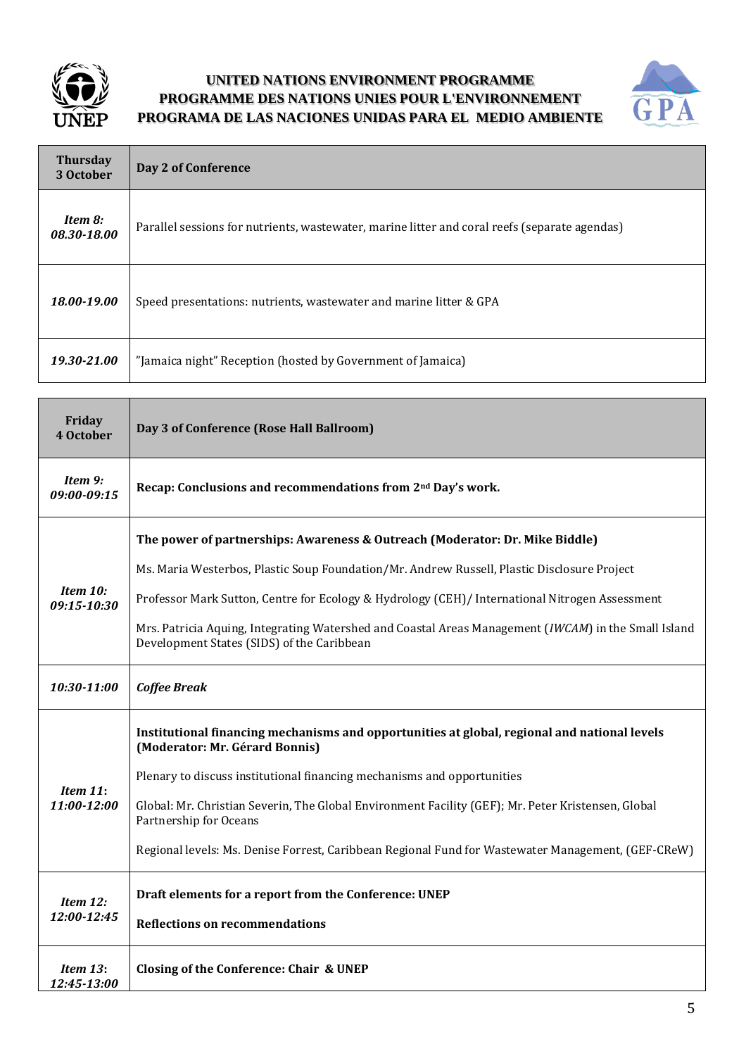**UNITED NATIONS ENVIRONMENT PROGRAMME**
**PROGRAMME DES NATIONS UNIES POUR L'ENVIRONNEMENT**
**PROGRAMA DE LAS NACIONES UNIDAS PARA EL MEDIO AMBIENTE**

| **Thursday 3 October** | **Day 2 of Conference** |
|---|---|
| ***Item 8: 08.30-18.00*** | Parallel sessions for nutrients, wastewater, marine litter and coral reefs (separate agendas) |
| ***18.00-19.00*** | Speed presentations: nutrients, wastewater and marine litter & GPA |
| ***19.30-21.00*** | "Jamaica night" Reception (hosted by Government of Jamaica) |

| **Friday 4 October** | **Day 3 of Conference (Rose Hall Ballroom)** |
|---|---|
| ***Item 9: 09:00-09:15*** | **Recap: Conclusions and recommendations from 2nd Day's work.** |
| ***Item 10: 09:15-10:30*** | **The power of partnerships: Awareness & Outreach (Moderator: Dr. Mike Biddle)**<br><br>Ms. Maria Westerbos, Plastic Soup Foundation/Mr. Andrew Russell, Plastic Disclosure Project<br><br>Professor Mark Sutton, Centre for Ecology & Hydrology (CEH)/ International Nitrogen Assessment<br><br>Mrs. Patricia Aquing, Integrating Watershed and Coastal Areas Management (*IWCAM*) in the Small Island Development States (SIDS) of the Caribbean |
| ***10:30-11:00*** | ***Coffee Break*** |
| ***Item 11: 11:00-12:00*** | **Institutional financing mechanisms and opportunities at global, regional and national levels (Moderator: Mr. Gérard Bonnis)**<br><br>Plenary to discuss institutional financing mechanisms and opportunities<br><br>Global: Mr. Christian Severin, The Global Environment Facility (GEF); Mr. Peter Kristensen, Global Partnership for Oceans<br><br>Regional levels: Ms. Denise Forrest, Caribbean Regional Fund for Wastewater Management, (GEF-CReW) |
| ***Item 12: 12:00-12:45*** | **Draft elements for a report from the Conference: UNEP**<br><br>**Reflections on recommendations** |
| ***Item 13: 12:45-13:00*** | **Closing of the Conference: Chair & UNEP** |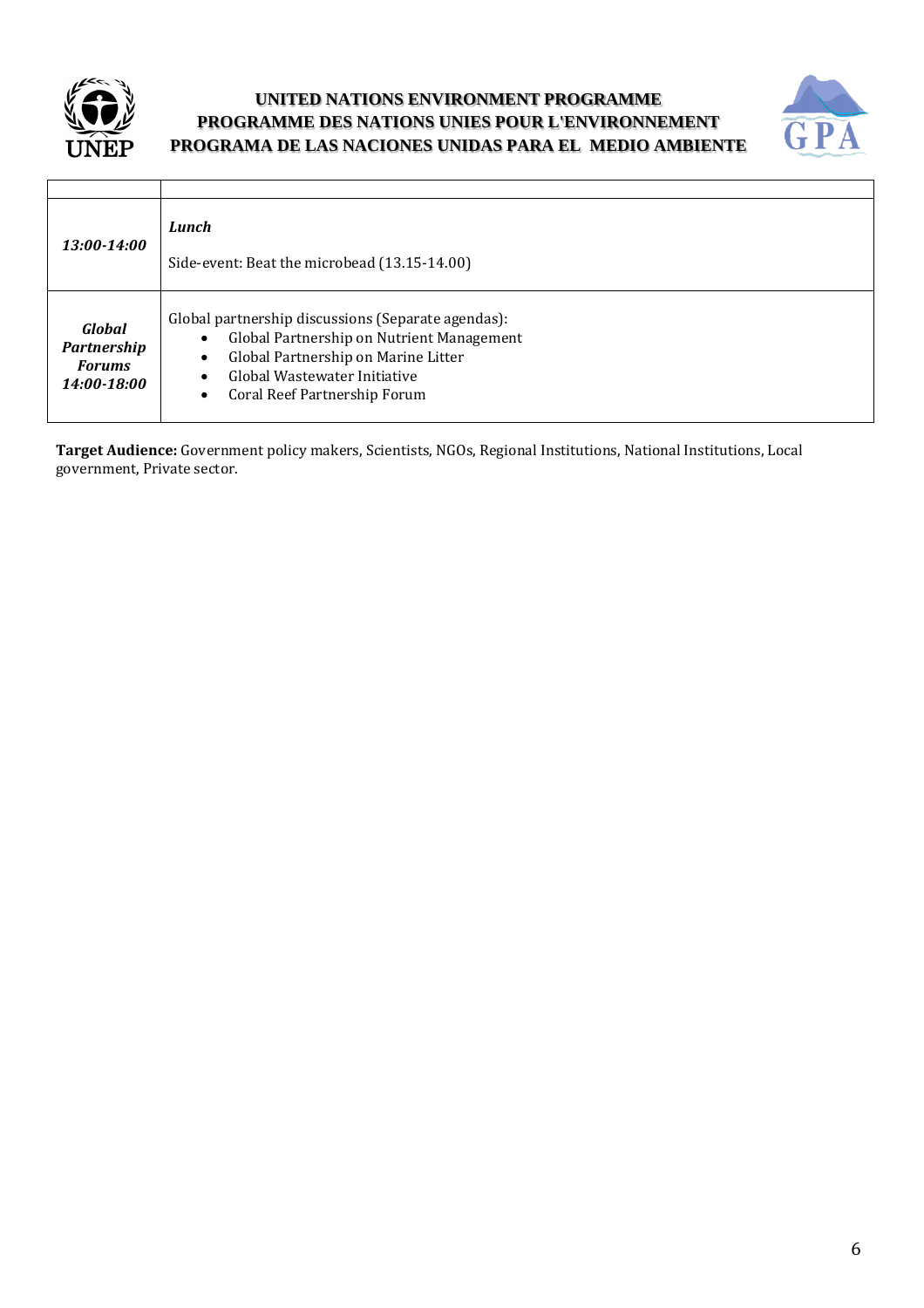UNITED NATIONS ENVIRONMENT PROGRAMME
PROGRAMME DES NATIONS UNIES POUR L'ENVIRONNEMENT
PROGRAMA DE LAS NACIONES UNIDAS PARA EL MEDIO AMBIENTE

| | |
|---|---|
| ***13:00-14:00*** | ***Lunch***<br><br>Side-event: Beat the microbead (13.15-14.00) |
| ***Global Partnership Forums 14:00-18:00*** | Global partnership discussions (Separate agendas):<br>• Global Partnership on Nutrient Management<br>• Global Partnership on Marine Litter<br>• Global Wastewater Initiative<br>• Coral Reef Partnership Forum |

**Target Audience:** Government policy makers, Scientists, NGOs, Regional Institutions, National Institutions, Local government, Private sector.